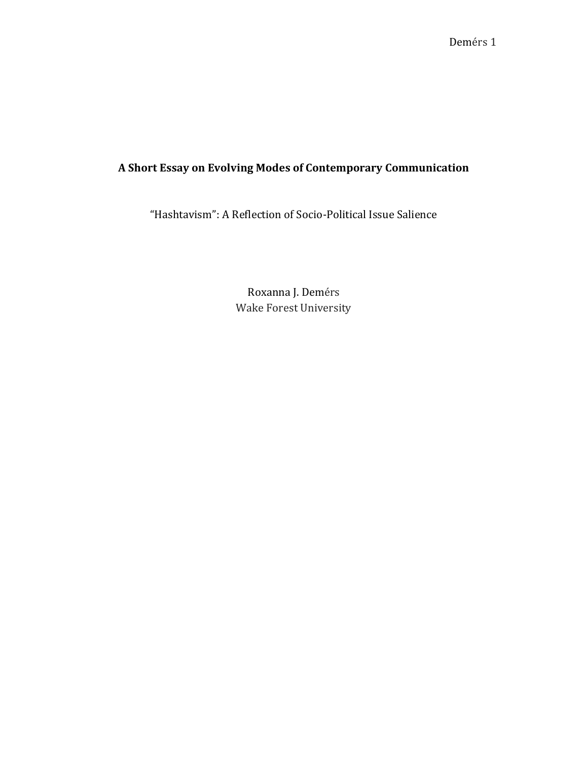# A Short Essay on Evolving Modes of Contemporary Communication

"Hashtavism": A Reflection of Socio-Political Issue Salience

Roxanna J. Demérs
Wake Forest University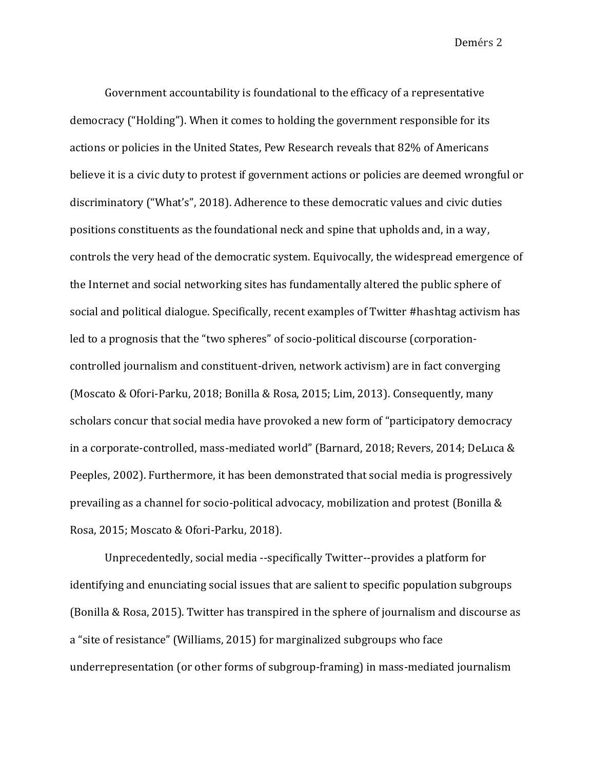Government accountability is foundational to the efficacy of a representative democracy ("Holding"). When it comes to holding the government responsible for its actions or policies in the United States, Pew Research reveals that 82% of Americans believe it is a civic duty to protest if government actions or policies are deemed wrongful or discriminatory ("What's", 2018). Adherence to these democratic values and civic duties positions constituents as the foundational neck and spine that upholds and, in a way, controls the very head of the democratic system. Equivocally, the widespread emergence of the Internet and social networking sites has fundamentally altered the public sphere of social and political dialogue. Specifically, recent examples of Twitter #hashtag activism has led to a prognosis that the "two spheres" of socio-political discourse (corporation-controlled journalism and constituent-driven, network activism) are in fact converging (Moscato & Ofori-Parku, 2018; Bonilla & Rosa, 2015; Lim, 2013). Consequently, many scholars concur that social media have provoked a new form of "participatory democracy in a corporate-controlled, mass-mediated world" (Barnard, 2018; Revers, 2014; DeLuca & Peeples, 2002). Furthermore, it has been demonstrated that social media is progressively prevailing as a channel for socio-political advocacy, mobilization and protest (Bonilla & Rosa, 2015; Moscato & Ofori-Parku, 2018).

Unprecedentedly, social media --specifically Twitter--provides a platform for identifying and enunciating social issues that are salient to specific population subgroups (Bonilla & Rosa, 2015). Twitter has transpired in the sphere of journalism and discourse as a "site of resistance" (Williams, 2015) for marginalized subgroups who face underrepresentation (or other forms of subgroup-framing) in mass-mediated journalism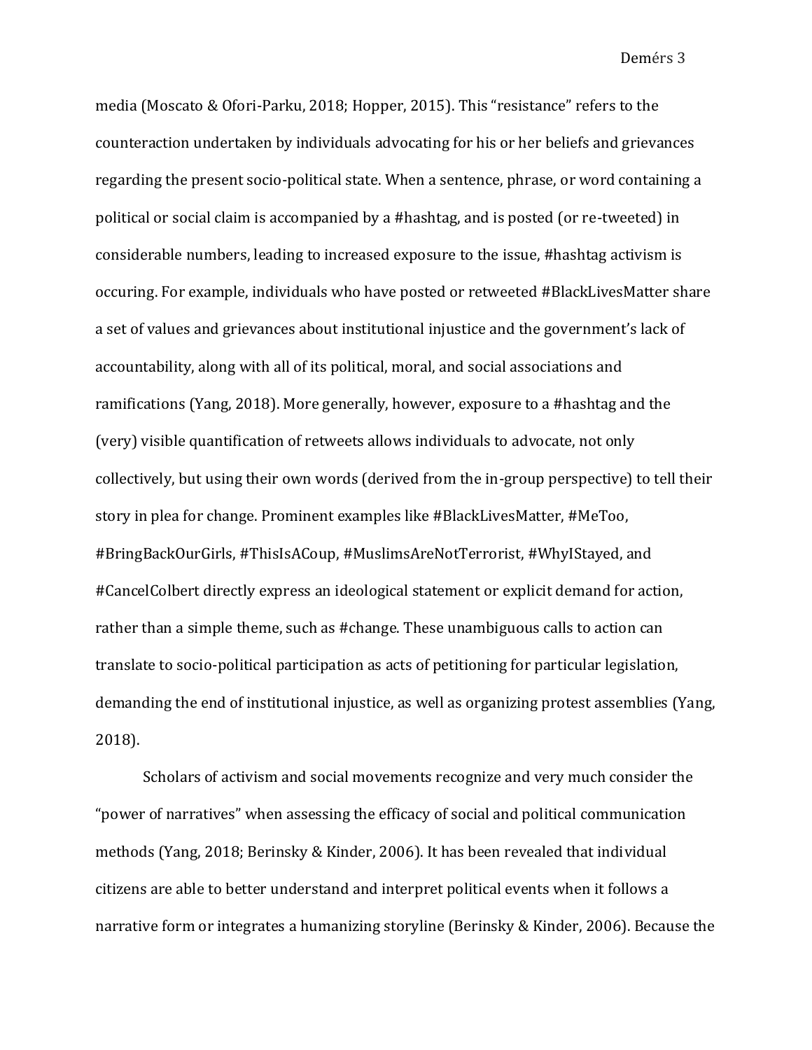media (Moscato & Ofori-Parku, 2018; Hopper, 2015). This "resistance" refers to the counteraction undertaken by individuals advocating for his or her beliefs and grievances regarding the present socio-political state. When a sentence, phrase, or word containing a political or social claim is accompanied by a #hashtag, and is posted (or re-tweeted) in considerable numbers, leading to increased exposure to the issue, #hashtag activism is occuring. For example, individuals who have posted or retweeted #BlackLivesMatter share a set of values and grievances about institutional injustice and the government's lack of accountability, along with all of its political, moral, and social associations and ramifications (Yang, 2018). More generally, however, exposure to a #hashtag and the (very) visible quantification of retweets allows individuals to advocate, not only collectively, but using their own words (derived from the in-group perspective) to tell their story in plea for change. Prominent examples like #BlackLivesMatter, #MeToo, #BringBackOurGirls, #ThisIsACoup, #MuslimsAreNotTerrorist, #WhyIStayed, and #CancelColbert directly express an ideological statement or explicit demand for action, rather than a simple theme, such as #change. These unambiguous calls to action can translate to socio-political participation as acts of petitioning for particular legislation, demanding the end of institutional injustice, as well as organizing protest assemblies (Yang, 2018).

Scholars of activism and social movements recognize and very much consider the "power of narratives" when assessing the efficacy of social and political communication methods (Yang, 2018; Berinsky & Kinder, 2006). It has been revealed that individual citizens are able to better understand and interpret political events when it follows a narrative form or integrates a humanizing storyline (Berinsky & Kinder, 2006). Because the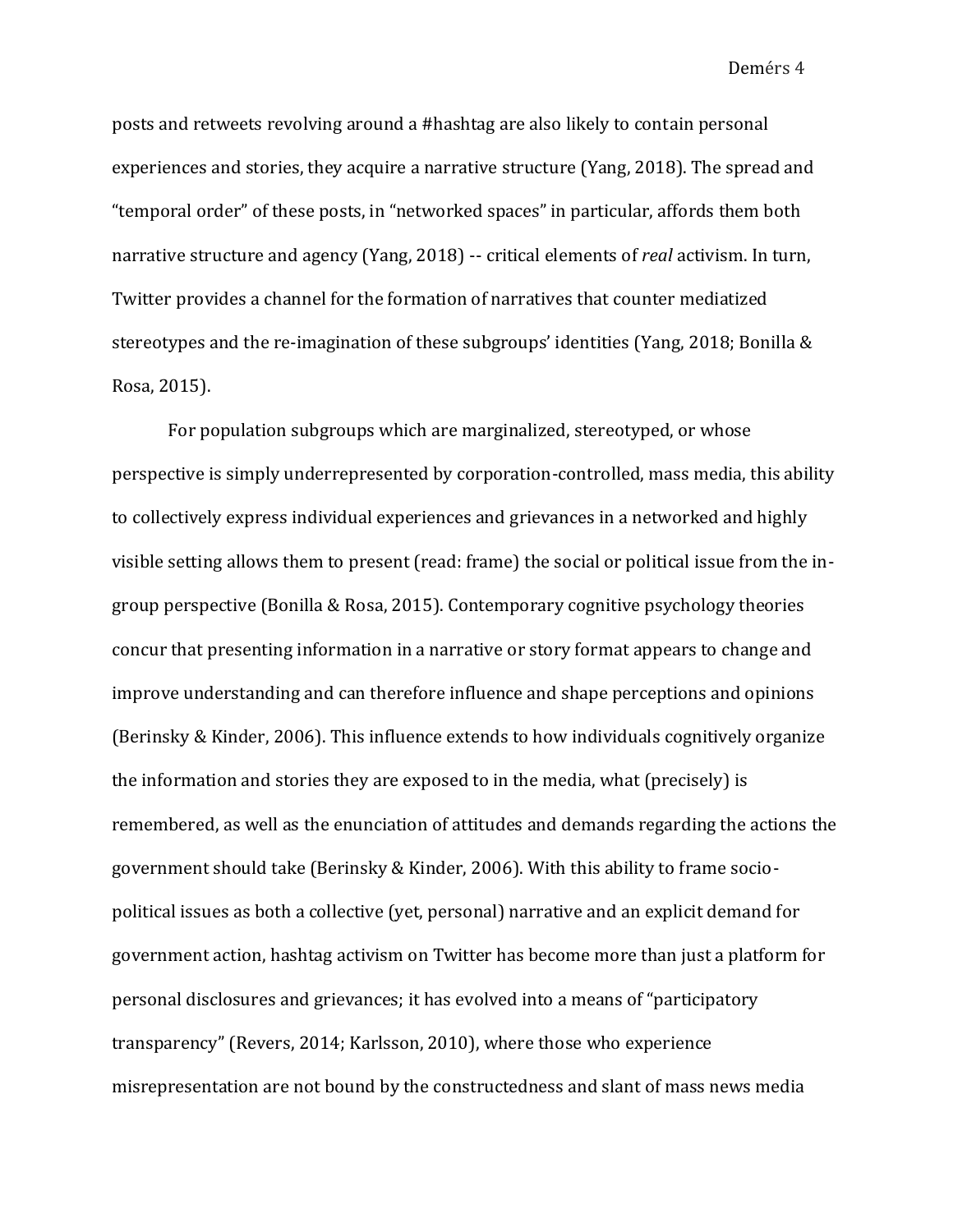posts and retweets revolving around a #hashtag are also likely to contain personal experiences and stories, they acquire a narrative structure (Yang, 2018). The spread and "temporal order" of these posts, in "networked spaces" in particular, affords them both narrative structure and agency (Yang, 2018) -- critical elements of *real* activism. In turn, Twitter provides a channel for the formation of narratives that counter mediatized stereotypes and the re-imagination of these subgroups' identities (Yang, 2018; Bonilla & Rosa, 2015).

For population subgroups which are marginalized, stereotyped, or whose perspective is simply underrepresented by corporation-controlled, mass media, this ability to collectively express individual experiences and grievances in a networked and highly visible setting allows them to present (read: frame) the social or political issue from the in-group perspective (Bonilla & Rosa, 2015). Contemporary cognitive psychology theories concur that presenting information in a narrative or story format appears to change and improve understanding and can therefore influence and shape perceptions and opinions (Berinsky & Kinder, 2006). This influence extends to how individuals cognitively organize the information and stories they are exposed to in the media, what (precisely) is remembered, as well as the enunciation of attitudes and demands regarding the actions the government should take (Berinsky & Kinder, 2006). With this ability to frame socio-political issues as both a collective (yet, personal) narrative and an explicit demand for government action, hashtag activism on Twitter has become more than just a platform for personal disclosures and grievances; it has evolved into a means of "participatory transparency" (Revers, 2014; Karlsson, 2010), where those who experience misrepresentation are not bound by the constructedness and slant of mass news media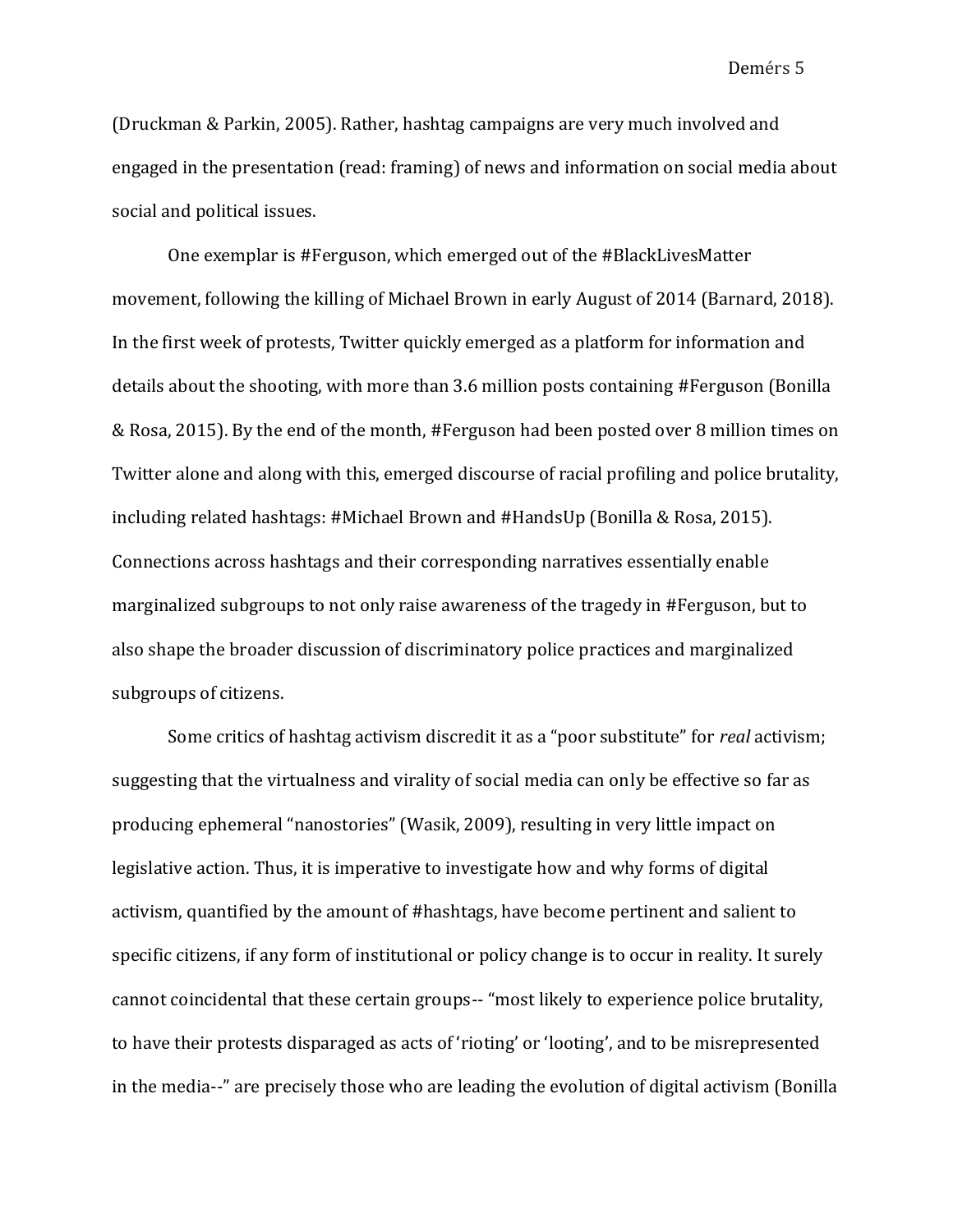(Druckman & Parkin, 2005). Rather, hashtag campaigns are very much involved and engaged in the presentation (read: framing) of news and information on social media about social and political issues.

One exemplar is #Ferguson, which emerged out of the #BlackLivesMatter movement, following the killing of Michael Brown in early August of 2014 (Barnard, 2018). In the first week of protests, Twitter quickly emerged as a platform for information and details about the shooting, with more than 3.6 million posts containing #Ferguson (Bonilla & Rosa, 2015). By the end of the month, #Ferguson had been posted over 8 million times on Twitter alone and along with this, emerged discourse of racial profiling and police brutality, including related hashtags: #Michael Brown and #HandsUp (Bonilla & Rosa, 2015). Connections across hashtags and their corresponding narratives essentially enable marginalized subgroups to not only raise awareness of the tragedy in #Ferguson, but to also shape the broader discussion of discriminatory police practices and marginalized subgroups of citizens.

Some critics of hashtag activism discredit it as a "poor substitute" for *real* activism; suggesting that the virtualness and virality of social media can only be effective so far as producing ephemeral "nanostories" (Wasik, 2009), resulting in very little impact on legislative action. Thus, it is imperative to investigate how and why forms of digital activism, quantified by the amount of #hashtags, have become pertinent and salient to specific citizens, if any form of institutional or policy change is to occur in reality. It surely cannot coincidental that these certain groups-- "most likely to experience police brutality, to have their protests disparaged as acts of 'rioting' or 'looting', and to be misrepresented in the media--" are precisely those who are leading the evolution of digital activism (Bonilla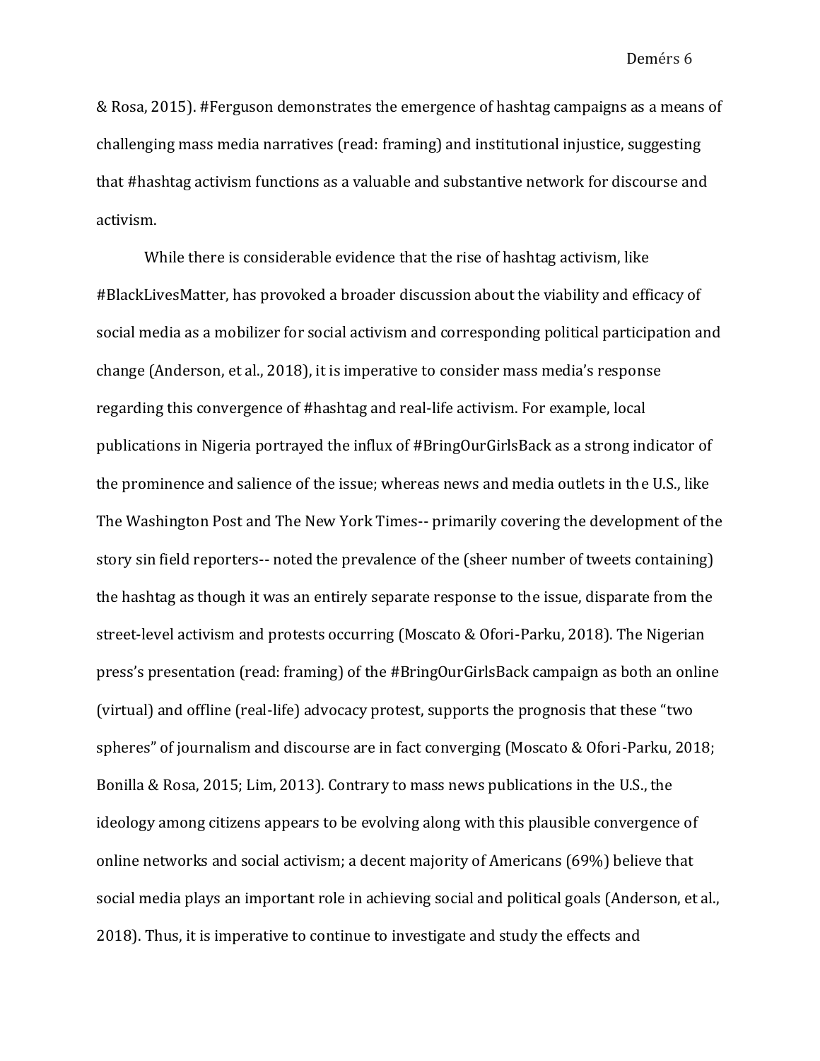& Rosa, 2015). #Ferguson demonstrates the emergence of hashtag campaigns as a means of challenging mass media narratives (read: framing) and institutional injustice, suggesting that #hashtag activism functions as a valuable and substantive network for discourse and activism.

While there is considerable evidence that the rise of hashtag activism, like #BlackLivesMatter, has provoked a broader discussion about the viability and efficacy of social media as a mobilizer for social activism and corresponding political participation and change (Anderson, et al., 2018), it is imperative to consider mass media's response regarding this convergence of #hashtag and real-life activism. For example, local publications in Nigeria portrayed the influx of #BringOurGirlsBack as a strong indicator of the prominence and salience of the issue; whereas news and media outlets in the U.S., like The Washington Post and The New York Times-- primarily covering the development of the story sin field reporters-- noted the prevalence of the (sheer number of tweets containing) the hashtag as though it was an entirely separate response to the issue, disparate from the street-level activism and protests occurring (Moscato & Ofori-Parku, 2018). The Nigerian press's presentation (read: framing) of the #BringOurGirlsBack campaign as both an online (virtual) and offline (real-life) advocacy protest, supports the prognosis that these "two spheres" of journalism and discourse are in fact converging (Moscato & Ofori-Parku, 2018; Bonilla & Rosa, 2015; Lim, 2013). Contrary to mass news publications in the U.S., the ideology among citizens appears to be evolving along with this plausible convergence of online networks and social activism; a decent majority of Americans (69%) believe that social media plays an important role in achieving social and political goals (Anderson, et al., 2018). Thus, it is imperative to continue to investigate and study the effects and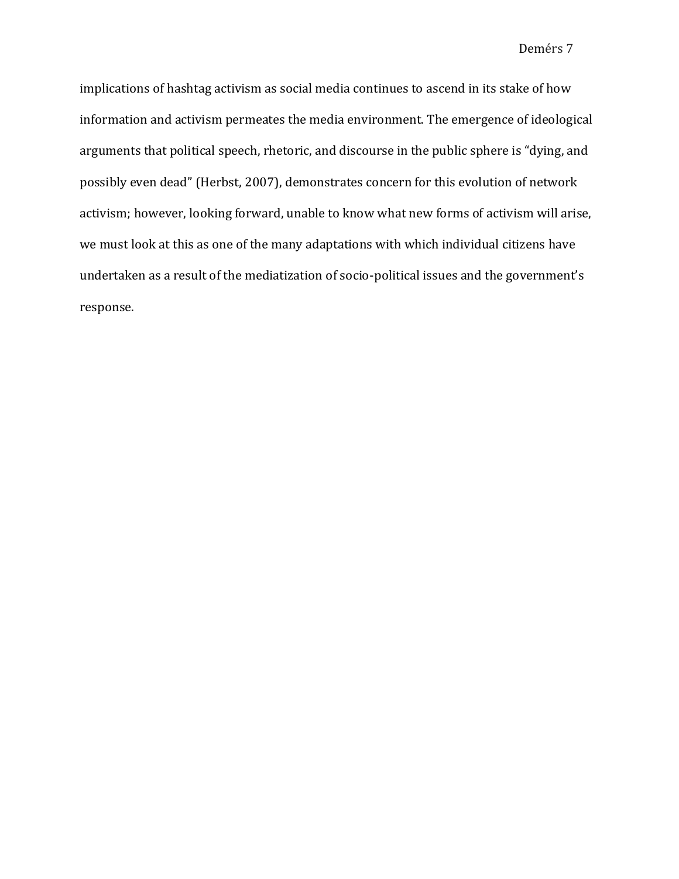implications of hashtag activism as social media continues to ascend in its stake of how information and activism permeates the media environment. The emergence of ideological arguments that political speech, rhetoric, and discourse in the public sphere is "dying, and possibly even dead" (Herbst, 2007), demonstrates concern for this evolution of network activism; however, looking forward, unable to know what new forms of activism will arise, we must look at this as one of the many adaptations with which individual citizens have undertaken as a result of the mediatization of socio-political issues and the government's response.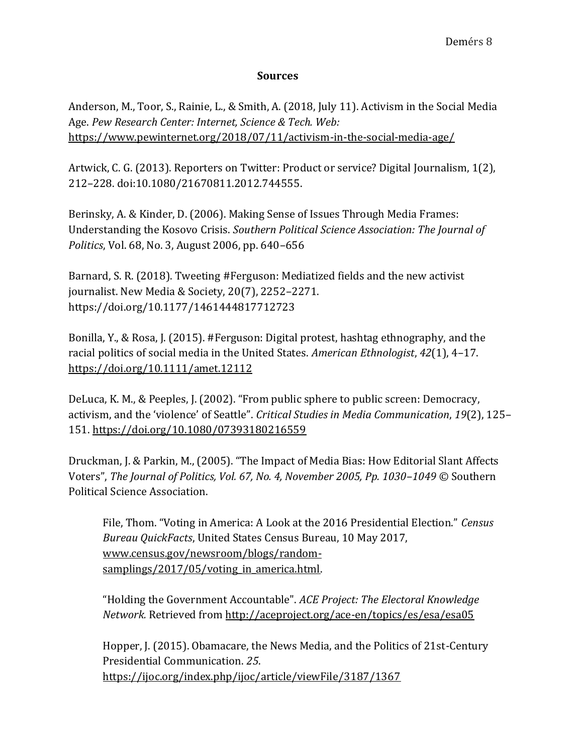## Sources

Anderson, M., Toor, S., Rainie, L., & Smith, A. (2018, July 11). Activism in the Social Media Age. *Pew Research Center: Internet, Science & Tech. Web:* https://www.pewinternet.org/2018/07/11/activism-in-the-social-media-age/

Artwick, C. G. (2013). Reporters on Twitter: Product or service? Digital Journalism, 1(2), 212–228. doi:10.1080/21670811.2012.744555.

Berinsky, A. & Kinder, D. (2006). Making Sense of Issues Through Media Frames: Understanding the Kosovo Crisis. *Southern Political Science Association: The Journal of Politics*, Vol. 68, No. 3, August 2006, pp. 640–656

Barnard, S. R. (2018). Tweeting #Ferguson: Mediatized fields and the new activist journalist. New Media & Society, 20(7), 2252–2271. https://doi.org/10.1177/1461444817712723

Bonilla, Y., & Rosa, J. (2015). #Ferguson: Digital protest, hashtag ethnography, and the racial politics of social media in the United States. *American Ethnologist*, *42*(1), 4–17. https://doi.org/10.1111/amet.12112

DeLuca, K. M., & Peeples, J. (2002). "From public sphere to public screen: Democracy, activism, and the 'violence' of Seattle". *Critical Studies in Media Communication*, *19*(2), 125–151. https://doi.org/10.1080/07393180216559

Druckman, J. & Parkin, M., (2005). "The Impact of Media Bias: How Editorial Slant Affects Voters", *The Journal of Politics, Vol. 67, No. 4, November 2005, Pp. 1030–1049* © Southern Political Science Association.

File, Thom. "Voting in America: A Look at the 2016 Presidential Election." *Census Bureau QuickFacts*, United States Census Bureau, 10 May 2017, www.census.gov/newsroom/blogs/random-samplings/2017/05/voting_in_america.html.

"Holding the Government Accountable". *ACE Project: The Electoral Knowledge Network.* Retrieved from http://aceproject.org/ace-en/topics/es/esa/esa05

Hopper, J. (2015). Obamacare, the News Media, and the Politics of 21st-Century Presidential Communication. *25*. https://ijoc.org/index.php/ijoc/article/viewFile/3187/1367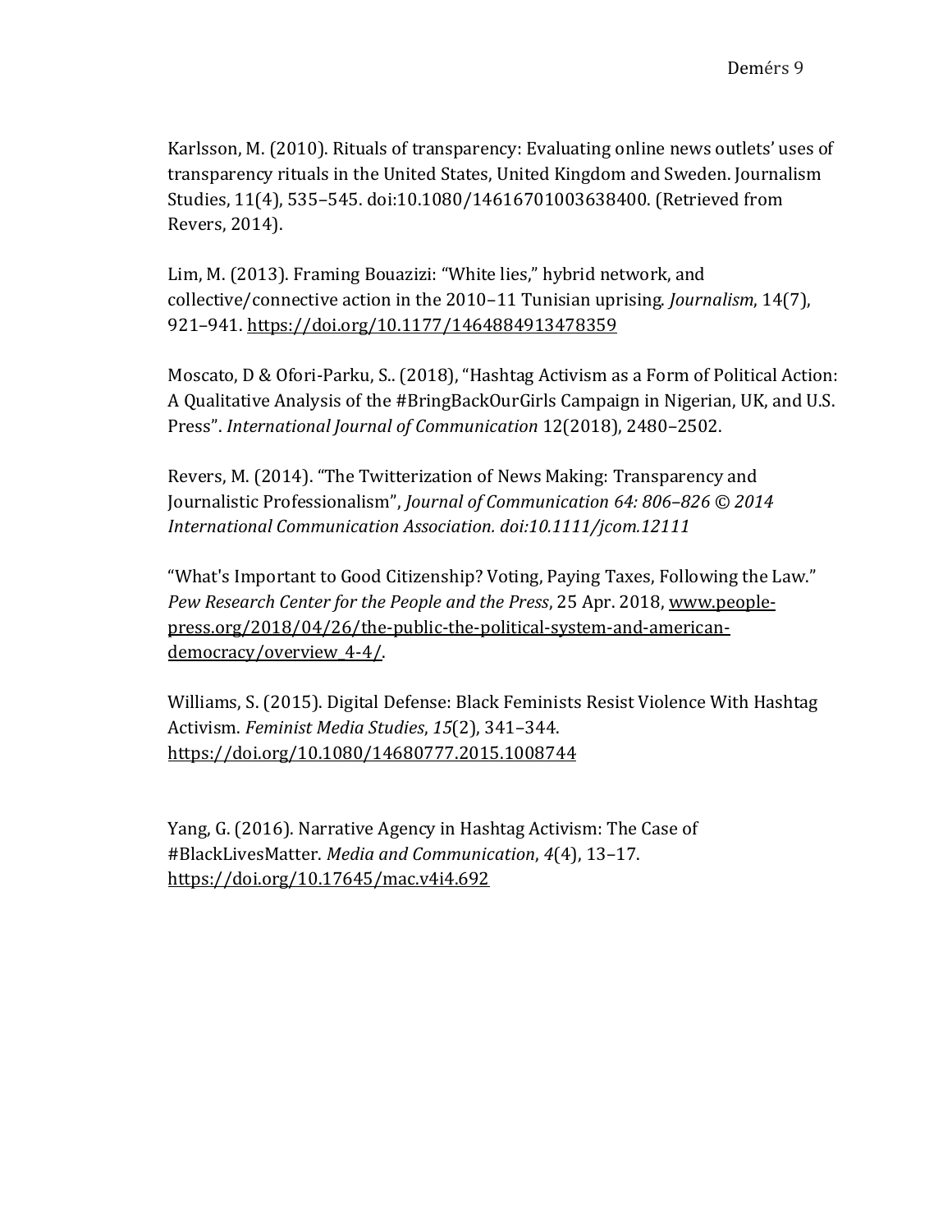Karlsson, M. (2010). Rituals of transparency: Evaluating online news outlets' uses of transparency rituals in the United States, United Kingdom and Sweden. Journalism Studies, 11(4), 535–545. doi:10.1080/14616701003638400. (Retrieved from Revers, 2014).

Lim, M. (2013). Framing Bouazizi: "White lies," hybrid network, and collective/connective action in the 2010–11 Tunisian uprising. *Journalism*, 14(7), 921–941. https://doi.org/10.1177/1464884913478359

Moscato, D & Ofori-Parku, S.. (2018), "Hashtag Activism as a Form of Political Action: A Qualitative Analysis of the #BringBackOurGirls Campaign in Nigerian, UK, and U.S. Press". *International Journal of Communication* 12(2018), 2480–2502.

Revers, M. (2014). "The Twitterization of News Making: Transparency and Journalistic Professionalism", *Journal of Communication 64: 806–826 © 2014 International Communication Association. doi:10.1111/jcom.12111*

"What's Important to Good Citizenship? Voting, Paying Taxes, Following the Law." *Pew Research Center for the People and the Press*, 25 Apr. 2018, www.people-press.org/2018/04/26/the-public-the-political-system-and-american-democracy/overview_4-4/.

Williams, S. (2015). Digital Defense: Black Feminists Resist Violence With Hashtag Activism. *Feminist Media Studies*, *15*(2), 341–344. https://doi.org/10.1080/14680777.2015.1008744

Yang, G. (2016). Narrative Agency in Hashtag Activism: The Case of #BlackLivesMatter. *Media and Communication*, *4*(4), 13–17. https://doi.org/10.17645/mac.v4i4.692